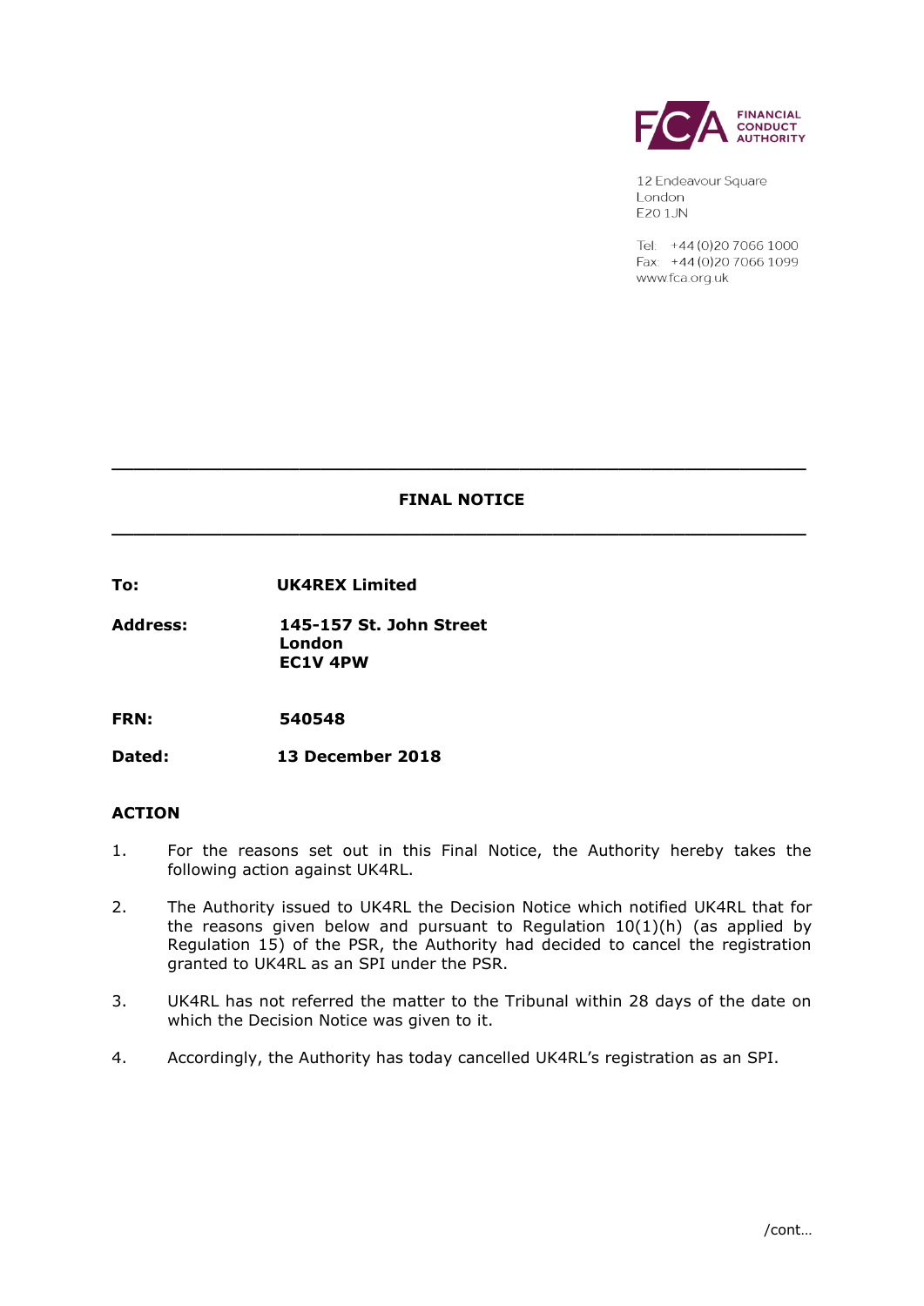FINANCIAL CONDUCT AUTHORITY

12 Endeavour Square
London
E20 1JN

Tel: +44 (0)20 7066 1000
Fax: +44 (0)20 7066 1099
www.fca.org.uk

---

# FINAL NOTICE

---

| | |
|---|---|
| **To:** | **UK4REX Limited** |
| **Address:** | **145-157 St. John Street London EC1V 4PW** |
| **FRN:** | **540548** |
| **Dated:** | **13 December 2018** |

## ACTION

1. For the reasons set out in this Final Notice, the Authority hereby takes the following action against UK4RL.

2. The Authority issued to UK4RL the Decision Notice which notified UK4RL that for the reasons given below and pursuant to Regulation 10(1)(h) (as applied by Regulation 15) of the PSR, the Authority had decided to cancel the registration granted to UK4RL as an SPI under the PSR.

3. UK4RL has not referred the matter to the Tribunal within 28 days of the date on which the Decision Notice was given to it.

4. Accordingly, the Authority has today cancelled UK4RL's registration as an SPI.

/cont…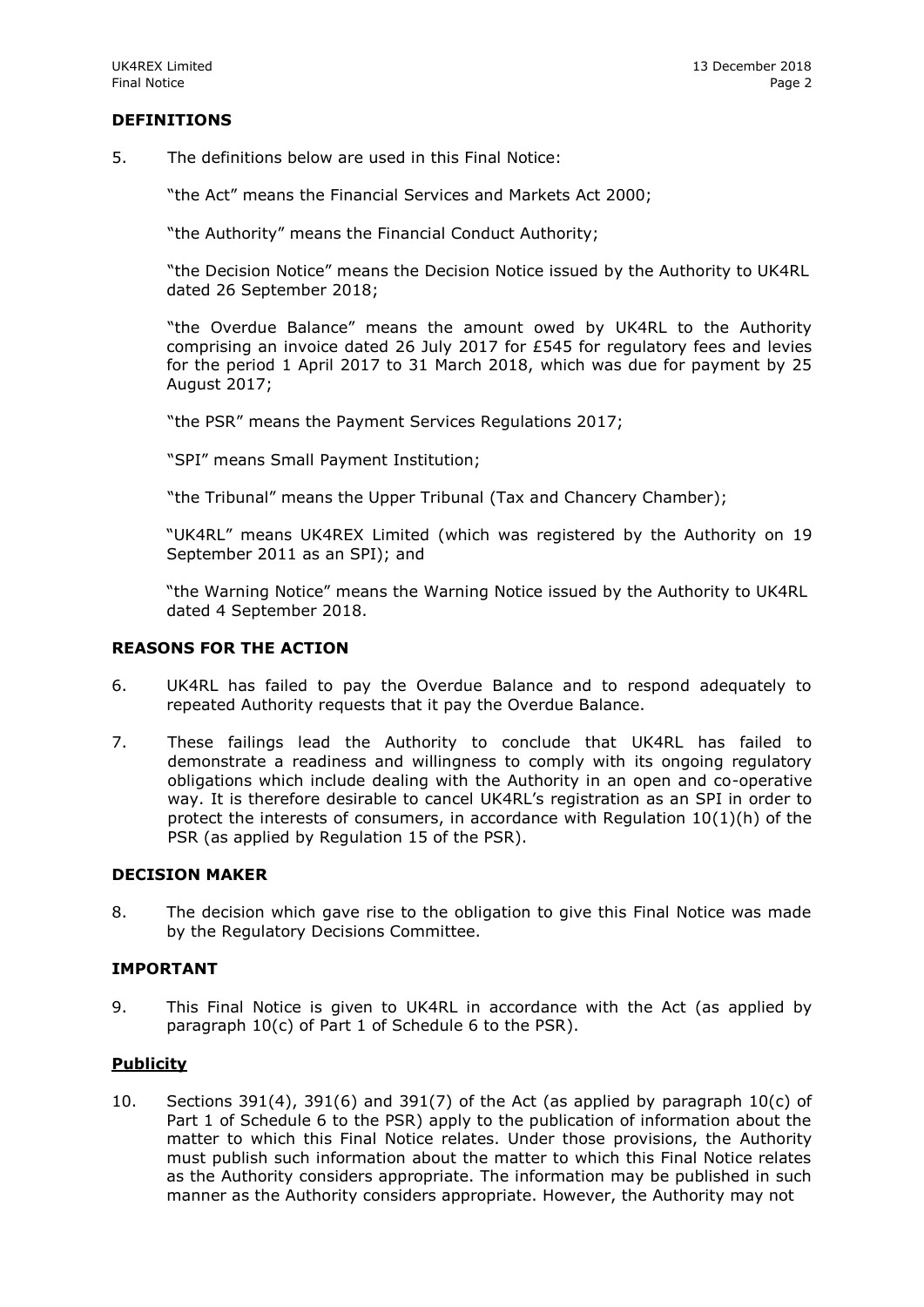## DEFINITIONS

5. The definitions below are used in this Final Notice:

   "the Act" means the Financial Services and Markets Act 2000;

   "the Authority" means the Financial Conduct Authority;

   "the Decision Notice" means the Decision Notice issued by the Authority to UK4RL dated 26 September 2018;

   "the Overdue Balance" means the amount owed by UK4RL to the Authority comprising an invoice dated 26 July 2017 for £545 for regulatory fees and levies for the period 1 April 2017 to 31 March 2018, which was due for payment by 25 August 2017;

   "the PSR" means the Payment Services Regulations 2017;

   "SPI" means Small Payment Institution;

   "the Tribunal" means the Upper Tribunal (Tax and Chancery Chamber);

   "UK4RL" means UK4REX Limited (which was registered by the Authority on 19 September 2011 as an SPI); and

   "the Warning Notice" means the Warning Notice issued by the Authority to UK4RL dated 4 September 2018.

## REASONS FOR THE ACTION

6. UK4RL has failed to pay the Overdue Balance and to respond adequately to repeated Authority requests that it pay the Overdue Balance.

7. These failings lead the Authority to conclude that UK4RL has failed to demonstrate a readiness and willingness to comply with its ongoing regulatory obligations which include dealing with the Authority in an open and co-operative way. It is therefore desirable to cancel UK4RL's registration as an SPI in order to protect the interests of consumers, in accordance with Regulation 10(1)(h) of the PSR (as applied by Regulation 15 of the PSR).

## DECISION MAKER

8. The decision which gave rise to the obligation to give this Final Notice was made by the Regulatory Decisions Committee.

## IMPORTANT

9. This Final Notice is given to UK4RL in accordance with the Act (as applied by paragraph 10(c) of Part 1 of Schedule 6 to the PSR).

### Publicity

10. Sections 391(4), 391(6) and 391(7) of the Act (as applied by paragraph 10(c) of Part 1 of Schedule 6 to the PSR) apply to the publication of information about the matter to which this Final Notice relates. Under those provisions, the Authority must publish such information about the matter to which this Final Notice relates as the Authority considers appropriate. The information may be published in such manner as the Authority considers appropriate. However, the Authority may not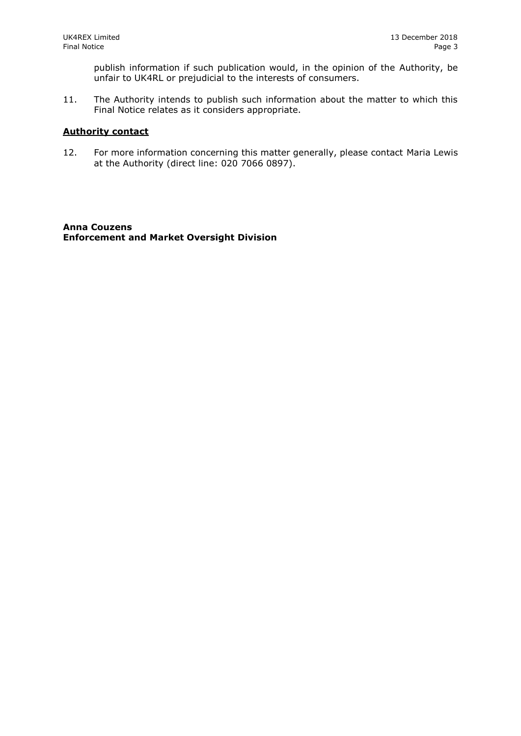publish information if such publication would, in the opinion of the Authority, be unfair to UK4RL or prejudicial to the interests of consumers.

11. The Authority intends to publish such information about the matter to which this Final Notice relates as it considers appropriate.

## Authority contact

12. For more information concerning this matter generally, please contact Maria Lewis at the Authority (direct line: 020 7066 0897).

**Anna Couzens**
**Enforcement and Market Oversight Division**